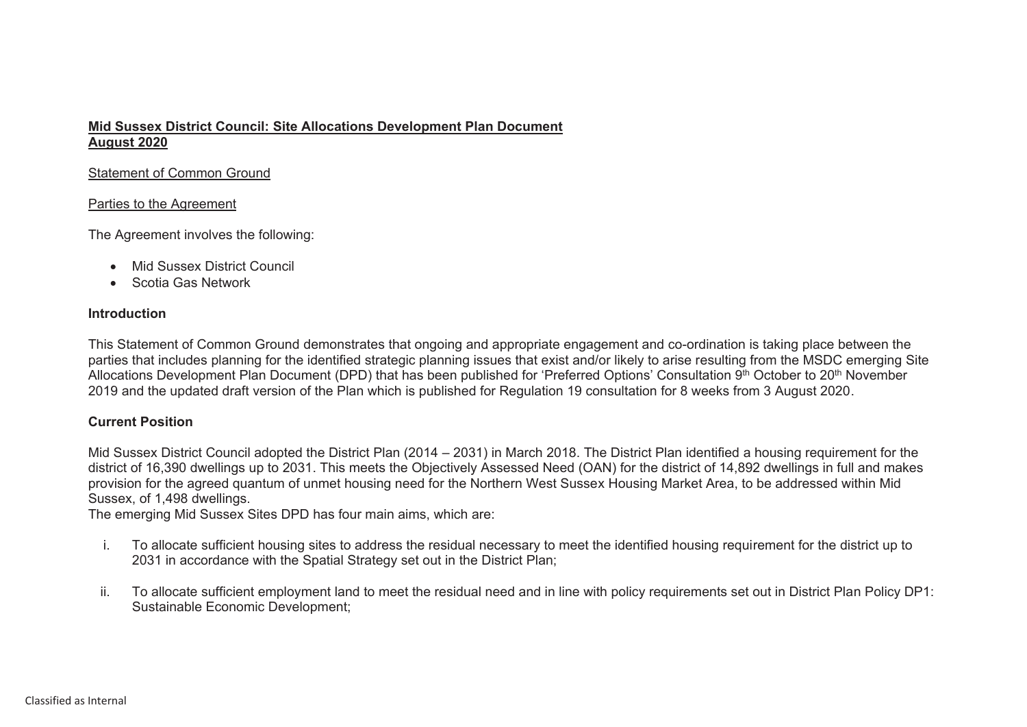**<u>Mid Sussex District Council: Site Allocations Development Plan Document</u>**
**<u>August 2020</u>**

<u>Statement of Common Ground</u>

<u>Parties to the Agreement</u>

The Agreement involves the following:

- Mid Sussex District Council
- Scotia Gas Network

**Introduction**

This Statement of Common Ground demonstrates that ongoing and appropriate engagement and co-ordination is taking place between the parties that includes planning for the identified strategic planning issues that exist and/or likely to arise resulting from the MSDC emerging Site Allocations Development Plan Document (DPD) that has been published for 'Preferred Options' Consultation 9th October to 20th November 2019 and the updated draft version of the Plan which is published for Regulation 19 consultation for 8 weeks from 3 August 2020.

**Current Position**

Mid Sussex District Council adopted the District Plan (2014 – 2031) in March 2018. The District Plan identified a housing requirement for the district of 16,390 dwellings up to 2031. This meets the Objectively Assessed Need (OAN) for the district of 14,892 dwellings in full and makes provision for the agreed quantum of unmet housing need for the Northern West Sussex Housing Market Area, to be addressed within Mid Sussex, of 1,498 dwellings.
The emerging Mid Sussex Sites DPD has four main aims, which are:

i. To allocate sufficient housing sites to address the residual necessary to meet the identified housing requirement for the district up to 2031 in accordance with the Spatial Strategy set out in the District Plan;

ii. To allocate sufficient employment land to meet the residual need and in line with policy requirements set out in District Plan Policy DP1: Sustainable Economic Development;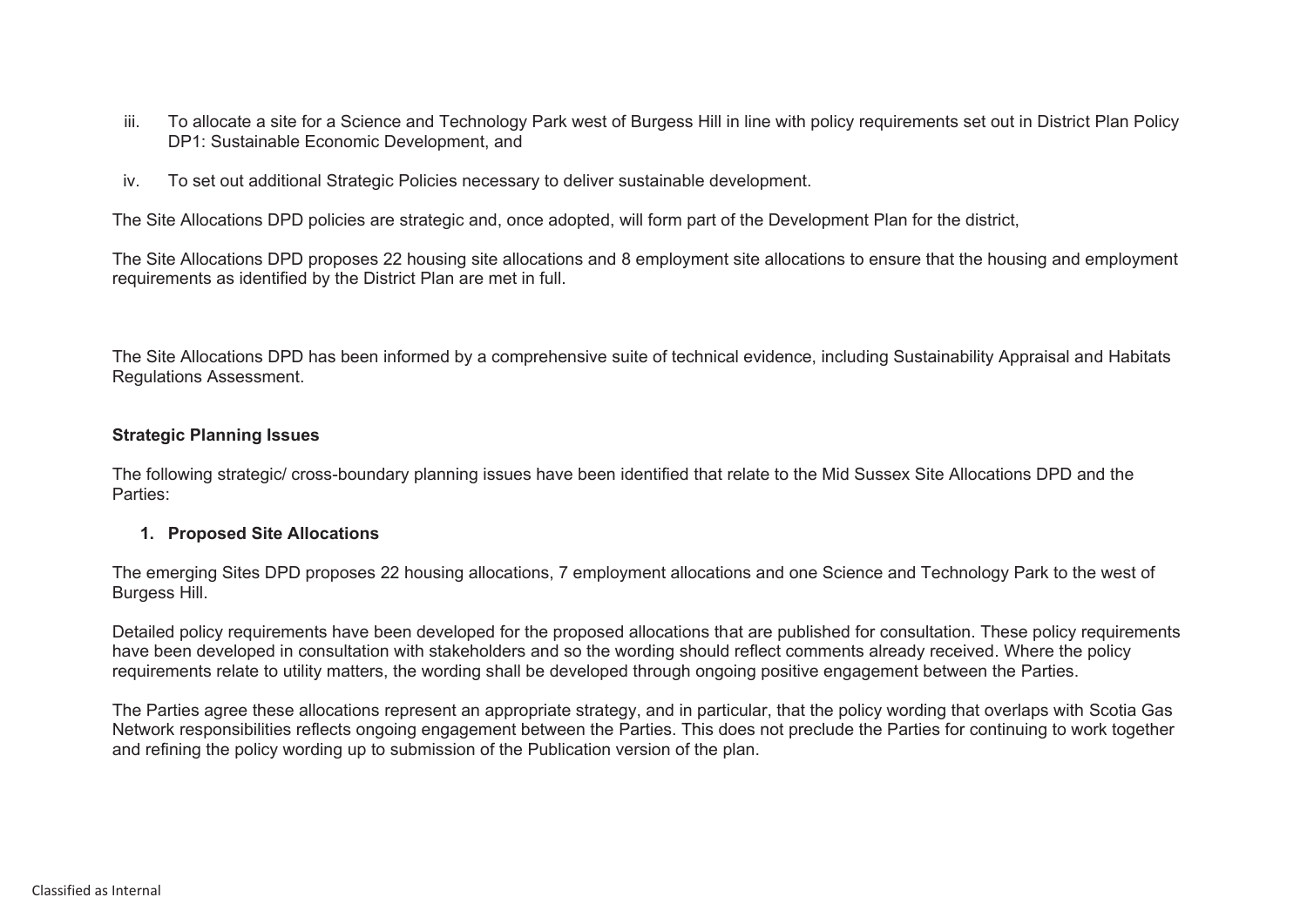iii. To allocate a site for a Science and Technology Park west of Burgess Hill in line with policy requirements set out in District Plan Policy DP1: Sustainable Economic Development, and

iv. To set out additional Strategic Policies necessary to deliver sustainable development.

The Site Allocations DPD policies are strategic and, once adopted, will form part of the Development Plan for the district,

The Site Allocations DPD proposes 22 housing site allocations and 8 employment site allocations to ensure that the housing and employment requirements as identified by the District Plan are met in full.

The Site Allocations DPD has been informed by a comprehensive suite of technical evidence, including Sustainability Appraisal and Habitats Regulations Assessment.

**Strategic Planning Issues**

The following strategic/ cross-boundary planning issues have been identified that relate to the Mid Sussex Site Allocations DPD and the Parties:

1. **Proposed Site Allocations**

The emerging Sites DPD proposes 22 housing allocations, 7 employment allocations and one Science and Technology Park to the west of Burgess Hill.

Detailed policy requirements have been developed for the proposed allocations that are published for consultation. These policy requirements have been developed in consultation with stakeholders and so the wording should reflect comments already received. Where the policy requirements relate to utility matters, the wording shall be developed through ongoing positive engagement between the Parties.

The Parties agree these allocations represent an appropriate strategy, and in particular, that the policy wording that overlaps with Scotia Gas Network responsibilities reflects ongoing engagement between the Parties. This does not preclude the Parties for continuing to work together and refining the policy wording up to submission of the Publication version of the plan.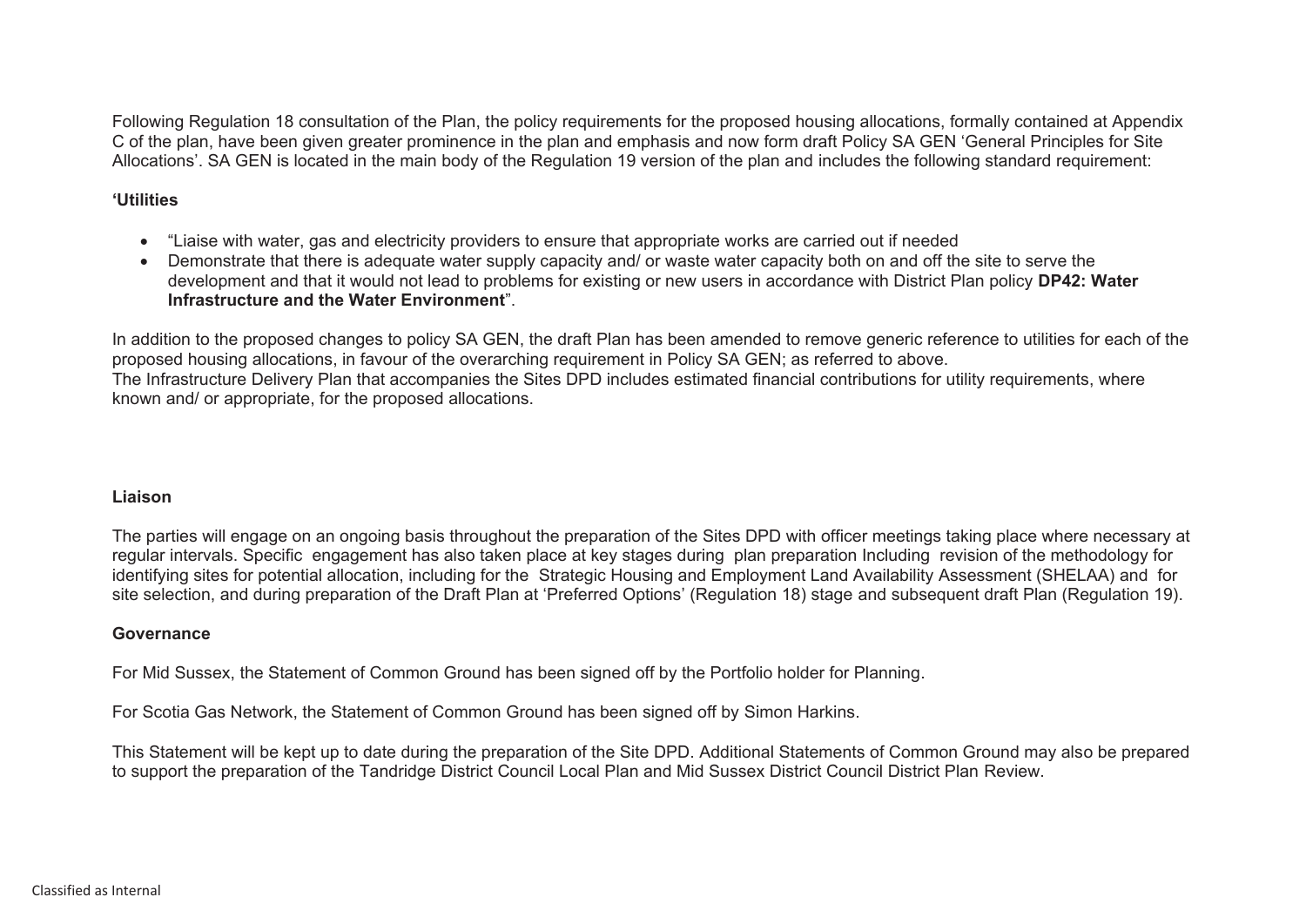Following Regulation 18 consultation of the Plan, the policy requirements for the proposed housing allocations, formally contained at Appendix C of the plan, have been given greater prominence in the plan and emphasis and now form draft Policy SA GEN 'General Principles for Site Allocations'. SA GEN is located in the main body of the Regulation 19 version of the plan and includes the following standard requirement:

**'Utilities**

- "Liaise with water, gas and electricity providers to ensure that appropriate works are carried out if needed
- Demonstrate that there is adequate water supply capacity and/ or waste water capacity both on and off the site to serve the development and that it would not lead to problems for existing or new users in accordance with District Plan policy **DP42: Water Infrastructure and the Water Environment**".

In addition to the proposed changes to policy SA GEN, the draft Plan has been amended to remove generic reference to utilities for each of the proposed housing allocations, in favour of the overarching requirement in Policy SA GEN; as referred to above.
The Infrastructure Delivery Plan that accompanies the Sites DPD includes estimated financial contributions for utility requirements, where known and/ or appropriate, for the proposed allocations.

**Liaison**

The parties will engage on an ongoing basis throughout the preparation of the Sites DPD with officer meetings taking place where necessary at regular intervals. Specific engagement has also taken place at key stages during plan preparation Including revision of the methodology for identifying sites for potential allocation, including for the Strategic Housing and Employment Land Availability Assessment (SHELAA) and for site selection, and during preparation of the Draft Plan at 'Preferred Options' (Regulation 18) stage and subsequent draft Plan (Regulation 19).

**Governance**

For Mid Sussex, the Statement of Common Ground has been signed off by the Portfolio holder for Planning.

For Scotia Gas Network, the Statement of Common Ground has been signed off by Simon Harkins.

This Statement will be kept up to date during the preparation of the Site DPD. Additional Statements of Common Ground may also be prepared to support the preparation of the Tandridge District Council Local Plan and Mid Sussex District Council District Plan Review.

Classified as Internal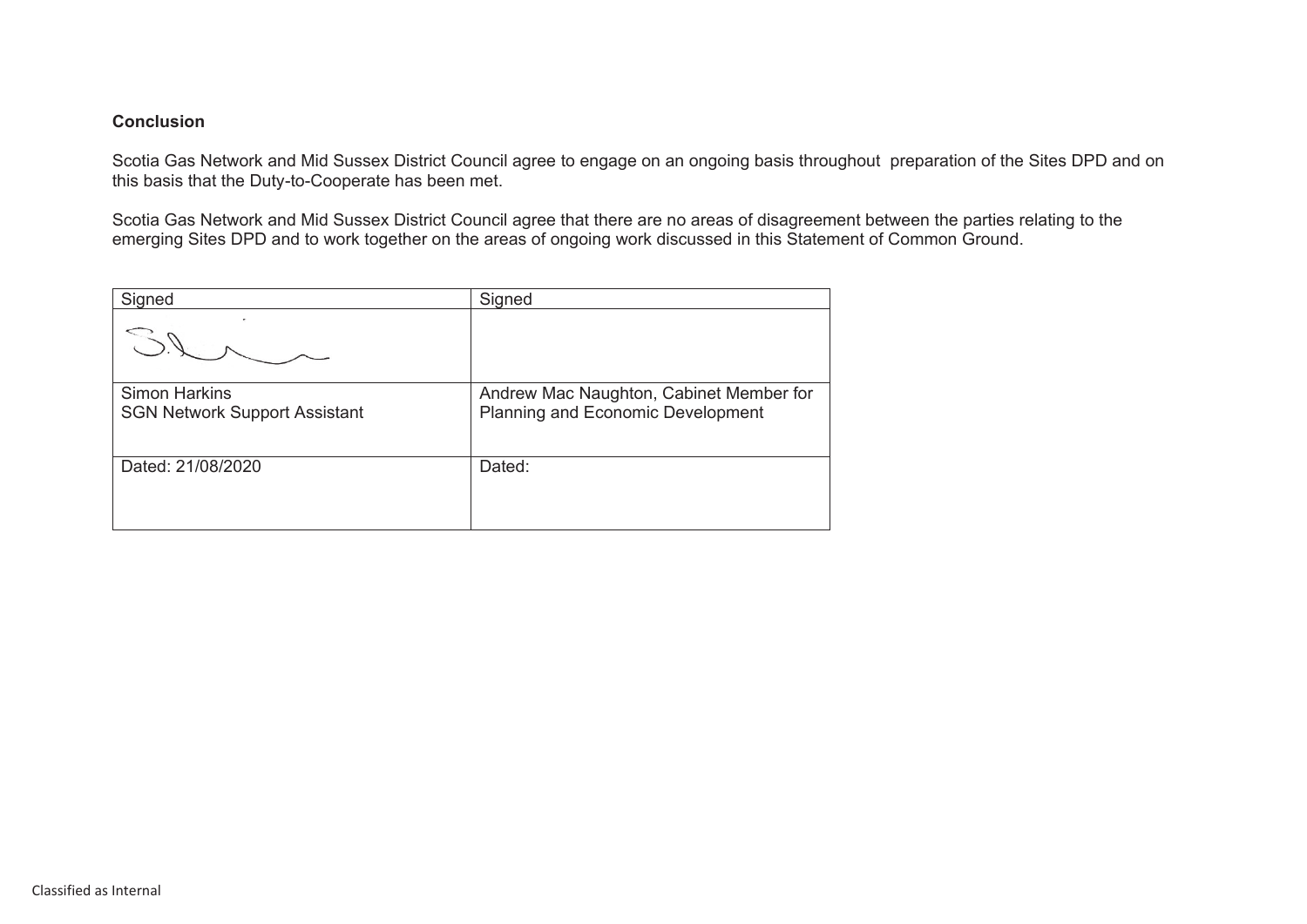**Conclusion**

Scotia Gas Network and Mid Sussex District Council agree to engage on an ongoing basis throughout preparation of the Sites DPD and on this basis that the Duty-to-Cooperate has been met.

Scotia Gas Network and Mid Sussex District Council agree that there are no areas of disagreement between the parties relating to the emerging Sites DPD and to work together on the areas of ongoing work discussed in this Statement of Common Ground.

| Signed | Signed |
| --- | --- |
| | |
| Simon Harkins<br>SGN Network Support Assistant | Andrew Mac Naughton, Cabinet Member for Planning and Economic Development |
| Dated: 21/08/2020 | Dated: |

Classified as Internal